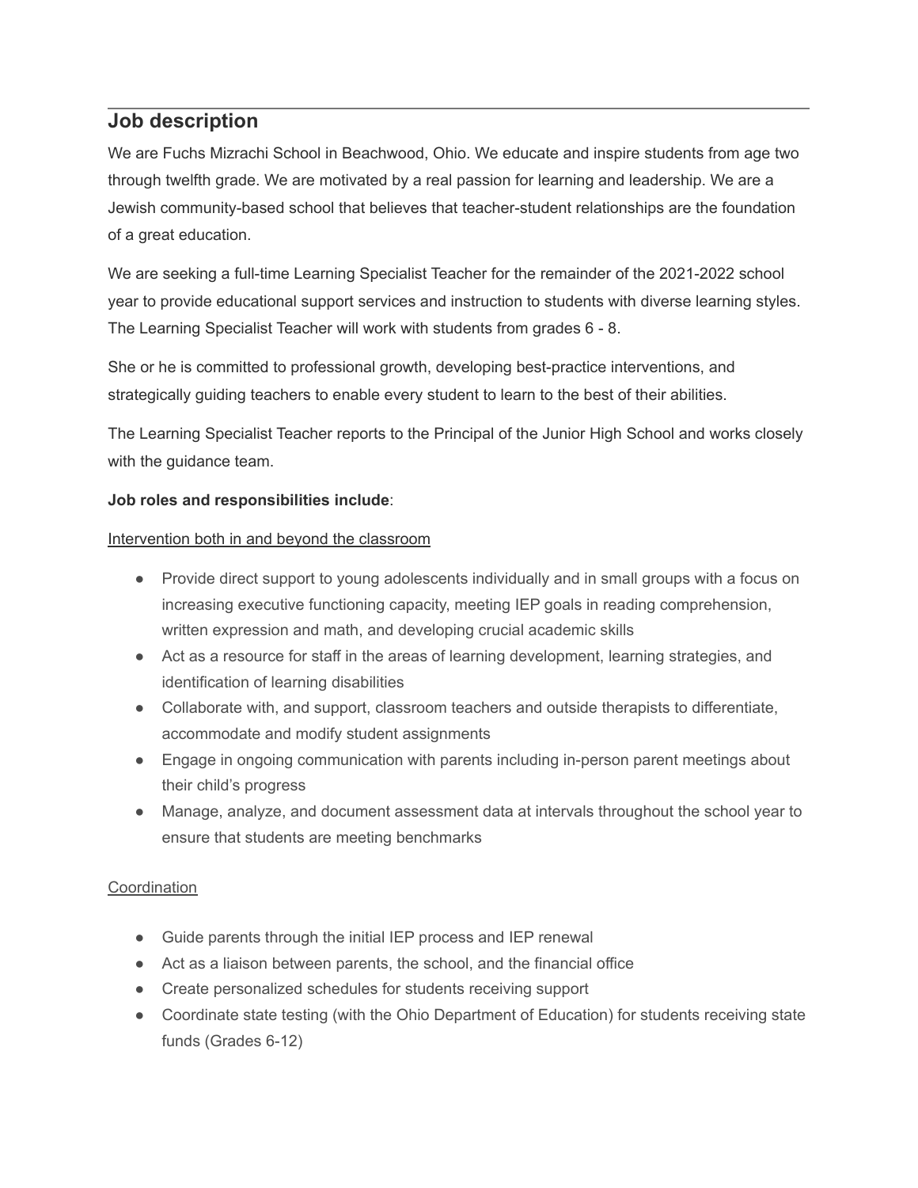## Job description

We are Fuchs Mizrachi School in Beachwood, Ohio. We educate and inspire students from age two through twelfth grade. We are motivated by a real passion for learning and leadership. We are a Jewish community-based school that believes that teacher-student relationships are the foundation of a great education.

We are seeking a full-time Learning Specialist Teacher for the remainder of the 2021-2022 school year to provide educational support services and instruction to students with diverse learning styles. The Learning Specialist Teacher will work with students from grades 6 - 8.

She or he is committed to professional growth, developing best-practice interventions, and strategically guiding teachers to enable every student to learn to the best of their abilities.

The Learning Specialist Teacher reports to the Principal of the Junior High School and works closely with the guidance team.

**Job roles and responsibilities include**:

<u>Intervention both in and beyond the classroom</u>

- Provide direct support to young adolescents individually and in small groups with a focus on increasing executive functioning capacity, meeting IEP goals in reading comprehension, written expression and math, and developing crucial academic skills
- Act as a resource for staff in the areas of learning development, learning strategies, and identification of learning disabilities
- Collaborate with, and support, classroom teachers and outside therapists to differentiate, accommodate and modify student assignments
- Engage in ongoing communication with parents including in-person parent meetings about their child's progress
- Manage, analyze, and document assessment data at intervals throughout the school year to ensure that students are meeting benchmarks

<u>Coordination</u>

- Guide parents through the initial IEP process and IEP renewal
- Act as a liaison between parents, the school, and the financial office
- Create personalized schedules for students receiving support
- Coordinate state testing (with the Ohio Department of Education) for students receiving state funds (Grades 6-12)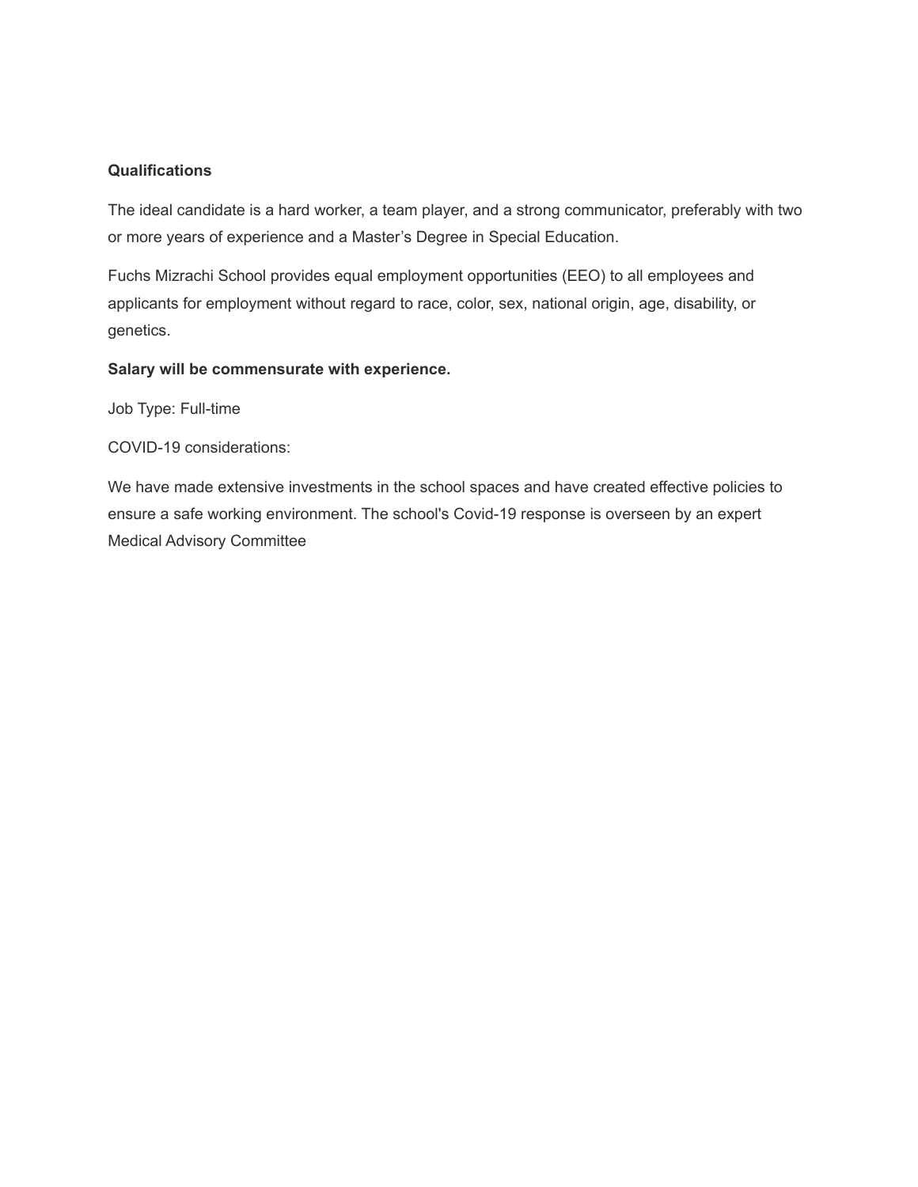**Qualifications**

The ideal candidate is a hard worker, a team player, and a strong communicator, preferably with two or more years of experience and a Master's Degree in Special Education.

Fuchs Mizrachi School provides equal employment opportunities (EEO) to all employees and applicants for employment without regard to race, color, sex, national origin, age, disability, or genetics.

**Salary will be commensurate with experience.**

Job Type: Full-time

COVID-19 considerations:

We have made extensive investments in the school spaces and have created effective policies to ensure a safe working environment. The school's Covid-19 response is overseen by an expert Medical Advisory Committee